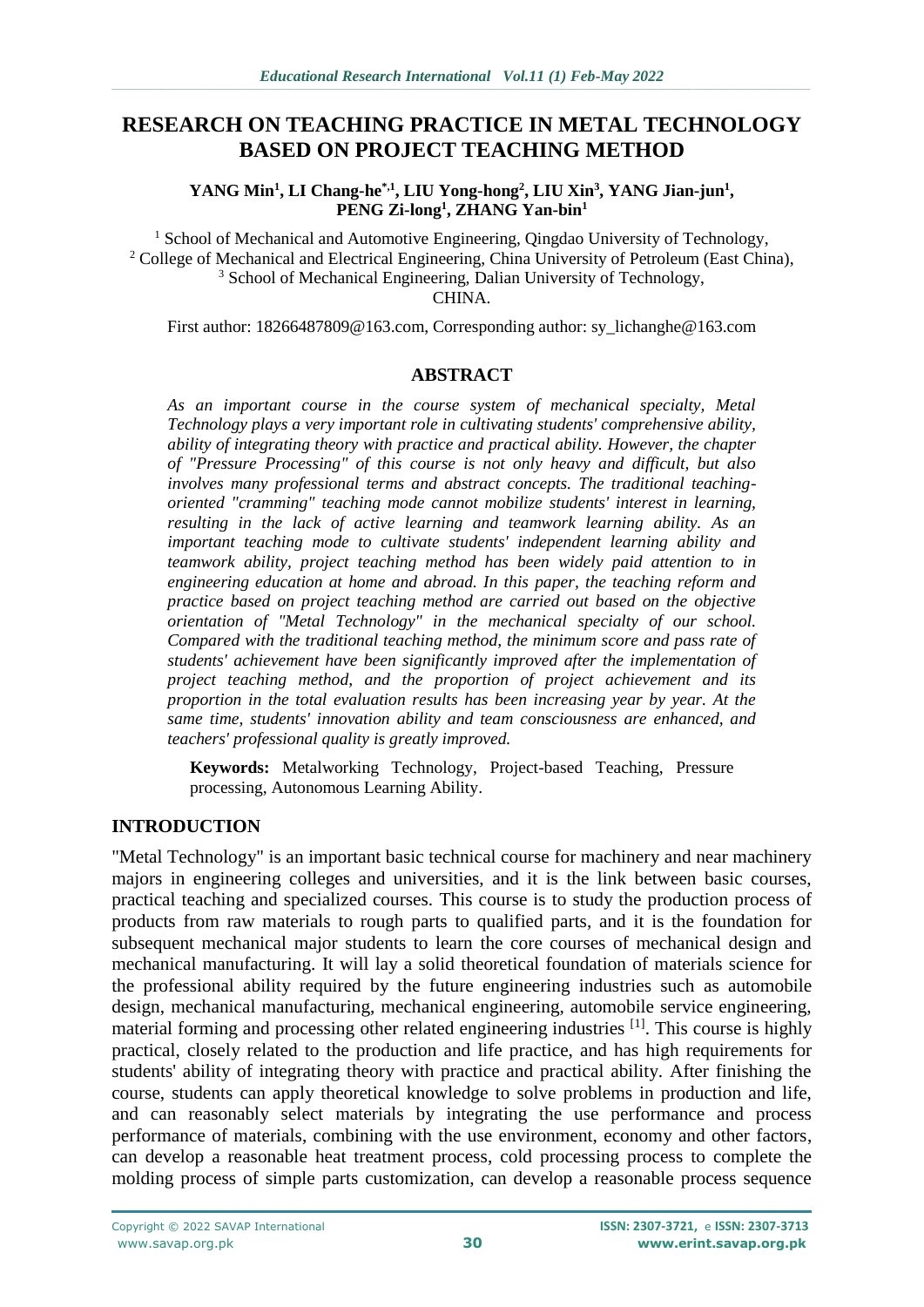# RESEARCH ON TEACHING PRACTICE IN METAL TECHNOLOGY BASED ON PROJECT TEACHING METHOD

**YANG Min[1], LI Chang-he[*,1], LIU Yong-hong[2], LIU Xin[3], YANG Jian-jun[1], PENG Zi-long[1], ZHANG Yan-bin[1]**

[1] School of Mechanical and Automotive Engineering, Qingdao University of Technology,
[2] College of Mechanical and Electrical Engineering, China University of Petroleum (East China),
[3] School of Mechanical Engineering, Dalian University of Technology,
CHINA.

First author: 18266487809@163.com, Corresponding author: sy_lichanghe@163.com

## ABSTRACT

*As an important course in the course system of mechanical specialty, Metal Technology plays a very important role in cultivating students' comprehensive ability, ability of integrating theory with practice and practical ability. However, the chapter of "Pressure Processing" of this course is not only heavy and difficult, but also involves many professional terms and abstract concepts. The traditional teaching-oriented "cramming" teaching mode cannot mobilize students' interest in learning, resulting in the lack of active learning and teamwork learning ability. As an important teaching mode to cultivate students' independent learning ability and teamwork ability, project teaching method has been widely paid attention to in engineering education at home and abroad. In this paper, the teaching reform and practice based on project teaching method are carried out based on the objective orientation of "Metal Technology" in the mechanical specialty of our school. Compared with the traditional teaching method, the minimum score and pass rate of students' achievement have been significantly improved after the implementation of project teaching method, and the proportion of project achievement and its proportion in the total evaluation results has been increasing year by year. At the same time, students' innovation ability and team consciousness are enhanced, and teachers' professional quality is greatly improved.*

**Keywords:** Metalworking Technology, Project-based Teaching, Pressure processing, Autonomous Learning Ability.

## INTRODUCTION

"Metal Technology" is an important basic technical course for machinery and near machinery majors in engineering colleges and universities, and it is the link between basic courses, practical teaching and specialized courses. This course is to study the production process of products from raw materials to rough parts to qualified parts, and it is the foundation for subsequent mechanical major students to learn the core courses of mechanical design and mechanical manufacturing. It will lay a solid theoretical foundation of materials science for the professional ability required by the future engineering industries such as automobile design, mechanical manufacturing, mechanical engineering, automobile service engineering, material forming and processing other related engineering industries [1]. This course is highly practical, closely related to the production and life practice, and has high requirements for students' ability of integrating theory with practice and practical ability. After finishing the course, students can apply theoretical knowledge to solve problems in production and life, and can reasonably select materials by integrating the use performance and process performance of materials, combining with the use environment, economy and other factors, can develop a reasonable heat treatment process, cold processing process to complete the molding process of simple parts customization, can develop a reasonable process sequence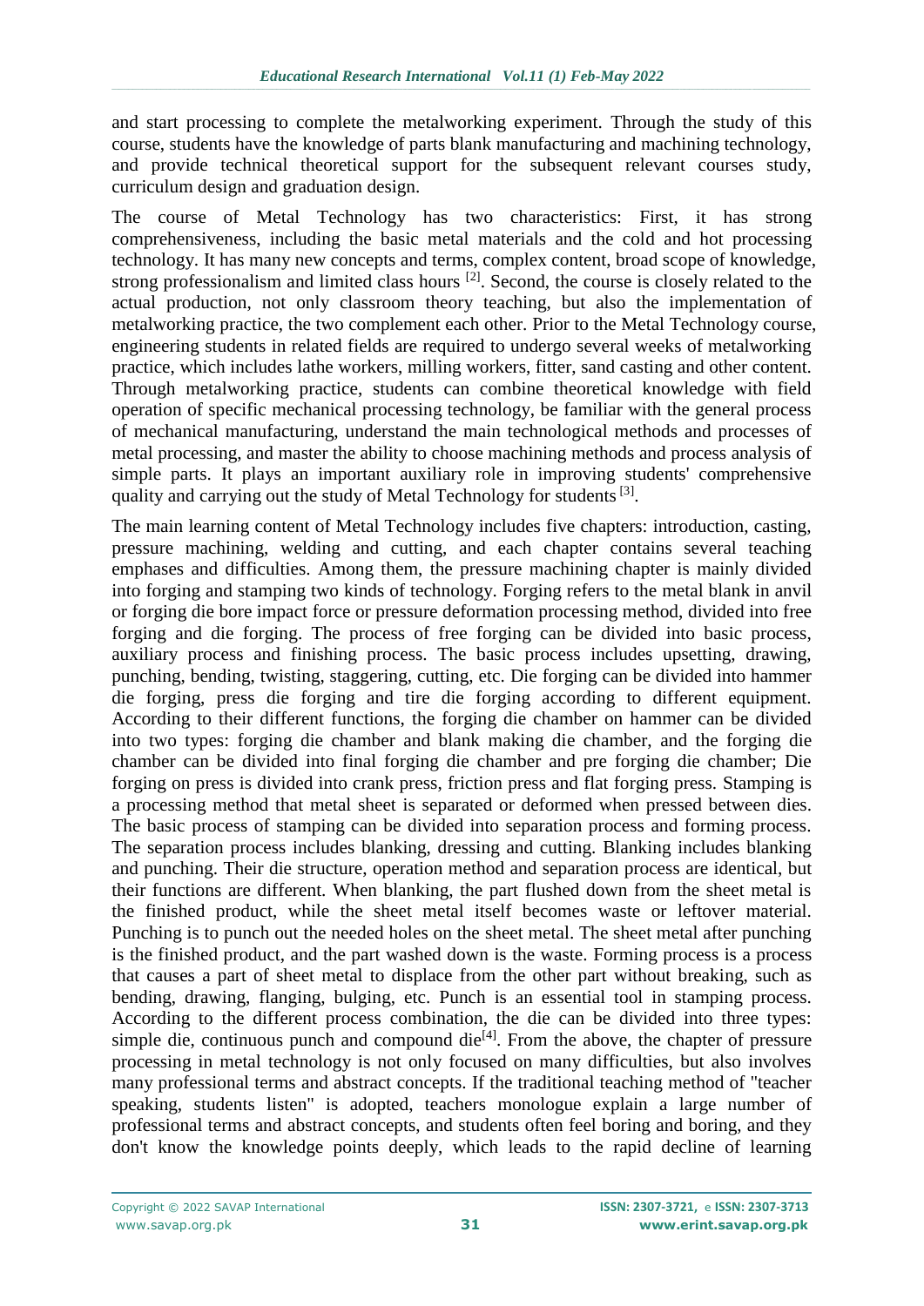and start processing to complete the metalworking experiment. Through the study of this course, students have the knowledge of parts blank manufacturing and machining technology, and provide technical theoretical support for the subsequent relevant courses study, curriculum design and graduation design.

The course of Metal Technology has two characteristics: First, it has strong comprehensiveness, including the basic metal materials and the cold and hot processing technology. It has many new concepts and terms, complex content, broad scope of knowledge, strong professionalism and limited class hours [2]. Second, the course is closely related to the actual production, not only classroom theory teaching, but also the implementation of metalworking practice, the two complement each other. Prior to the Metal Technology course, engineering students in related fields are required to undergo several weeks of metalworking practice, which includes lathe workers, milling workers, fitter, sand casting and other content. Through metalworking practice, students can combine theoretical knowledge with field operation of specific mechanical processing technology, be familiar with the general process of mechanical manufacturing, understand the main technological methods and processes of metal processing, and master the ability to choose machining methods and process analysis of simple parts. It plays an important auxiliary role in improving students' comprehensive quality and carrying out the study of Metal Technology for students [3].

The main learning content of Metal Technology includes five chapters: introduction, casting, pressure machining, welding and cutting, and each chapter contains several teaching emphases and difficulties. Among them, the pressure machining chapter is mainly divided into forging and stamping two kinds of technology. Forging refers to the metal blank in anvil or forging die bore impact force or pressure deformation processing method, divided into free forging and die forging. The process of free forging can be divided into basic process, auxiliary process and finishing process. The basic process includes upsetting, drawing, punching, bending, twisting, staggering, cutting, etc. Die forging can be divided into hammer die forging, press die forging and tire die forging according to different equipment. According to their different functions, the forging die chamber on hammer can be divided into two types: forging die chamber and blank making die chamber, and the forging die chamber can be divided into final forging die chamber and pre forging die chamber; Die forging on press is divided into crank press, friction press and flat forging press. Stamping is a processing method that metal sheet is separated or deformed when pressed between dies. The basic process of stamping can be divided into separation process and forming process. The separation process includes blanking, dressing and cutting. Blanking includes blanking and punching. Their die structure, operation method and separation process are identical, but their functions are different. When blanking, the part flushed down from the sheet metal is the finished product, while the sheet metal itself becomes waste or leftover material. Punching is to punch out the needed holes on the sheet metal. The sheet metal after punching is the finished product, and the part washed down is the waste. Forming process is a process that causes a part of sheet metal to displace from the other part without breaking, such as bending, drawing, flanging, bulging, etc. Punch is an essential tool in stamping process. According to the different process combination, the die can be divided into three types: simple die, continuous punch and compound die[4]. From the above, the chapter of pressure processing in metal technology is not only focused on many difficulties, but also involves many professional terms and abstract concepts. If the traditional teaching method of "teacher speaking, students listen" is adopted, teachers monologue explain a large number of professional terms and abstract concepts, and students often feel boring and boring, and they don't know the knowledge points deeply, which leads to the rapid decline of learning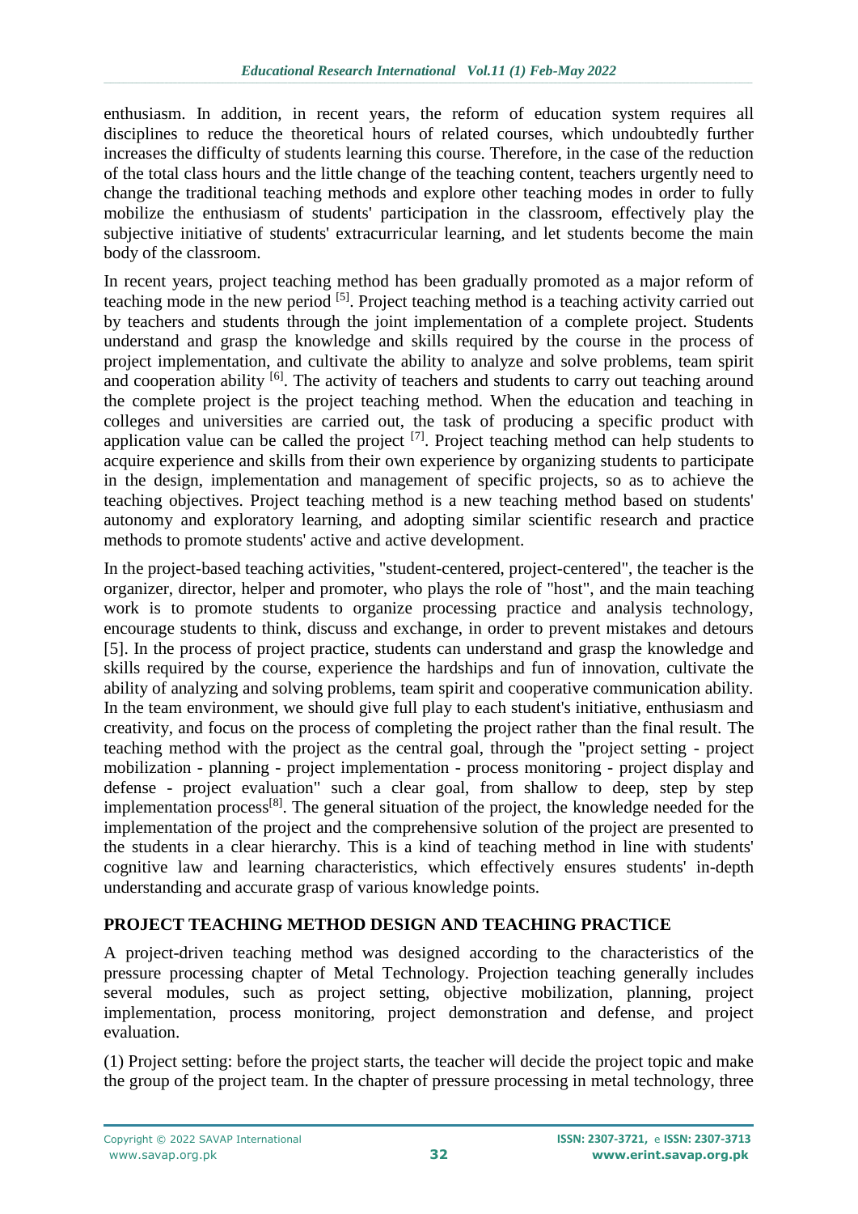enthusiasm. In addition, in recent years, the reform of education system requires all disciplines to reduce the theoretical hours of related courses, which undoubtedly further increases the difficulty of students learning this course. Therefore, in the case of the reduction of the total class hours and the little change of the teaching content, teachers urgently need to change the traditional teaching methods and explore other teaching modes in order to fully mobilize the enthusiasm of students' participation in the classroom, effectively play the subjective initiative of students' extracurricular learning, and let students become the main body of the classroom.

In recent years, project teaching method has been gradually promoted as a major reform of teaching mode in the new period [5]. Project teaching method is a teaching activity carried out by teachers and students through the joint implementation of a complete project. Students understand and grasp the knowledge and skills required by the course in the process of project implementation, and cultivate the ability to analyze and solve problems, team spirit and cooperation ability [6]. The activity of teachers and students to carry out teaching around the complete project is the project teaching method. When the education and teaching in colleges and universities are carried out, the task of producing a specific product with application value can be called the project [7]. Project teaching method can help students to acquire experience and skills from their own experience by organizing students to participate in the design, implementation and management of specific projects, so as to achieve the teaching objectives. Project teaching method is a new teaching method based on students' autonomy and exploratory learning, and adopting similar scientific research and practice methods to promote students' active and active development.

In the project-based teaching activities, "student-centered, project-centered", the teacher is the organizer, director, helper and promoter, who plays the role of "host", and the main teaching work is to promote students to organize processing practice and analysis technology, encourage students to think, discuss and exchange, in order to prevent mistakes and detours [5]. In the process of project practice, students can understand and grasp the knowledge and skills required by the course, experience the hardships and fun of innovation, cultivate the ability of analyzing and solving problems, team spirit and cooperative communication ability. In the team environment, we should give full play to each student's initiative, enthusiasm and creativity, and focus on the process of completing the project rather than the final result. The teaching method with the project as the central goal, through the "project setting - project mobilization - planning - project implementation - process monitoring - project display and defense - project evaluation" such a clear goal, from shallow to deep, step by step implementation process[8]. The general situation of the project, the knowledge needed for the implementation of the project and the comprehensive solution of the project are presented to the students in a clear hierarchy. This is a kind of teaching method in line with students' cognitive law and learning characteristics, which effectively ensures students' in-depth understanding and accurate grasp of various knowledge points.

## PROJECT TEACHING METHOD DESIGN AND TEACHING PRACTICE

A project-driven teaching method was designed according to the characteristics of the pressure processing chapter of Metal Technology. Projection teaching generally includes several modules, such as project setting, objective mobilization, planning, project implementation, process monitoring, project demonstration and defense, and project evaluation.

(1) Project setting: before the project starts, the teacher will decide the project topic and make the group of the project team. In the chapter of pressure processing in metal technology, three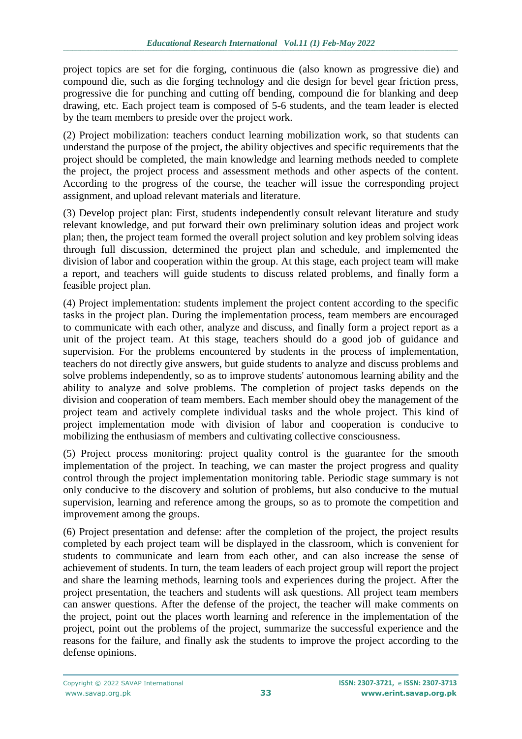project topics are set for die forging, continuous die (also known as progressive die) and compound die, such as die forging technology and die design for bevel gear friction press, progressive die for punching and cutting off bending, compound die for blanking and deep drawing, etc. Each project team is composed of 5-6 students, and the team leader is elected by the team members to preside over the project work.

(2) Project mobilization: teachers conduct learning mobilization work, so that students can understand the purpose of the project, the ability objectives and specific requirements that the project should be completed, the main knowledge and learning methods needed to complete the project, the project process and assessment methods and other aspects of the content. According to the progress of the course, the teacher will issue the corresponding project assignment, and upload relevant materials and literature.

(3) Develop project plan: First, students independently consult relevant literature and study relevant knowledge, and put forward their own preliminary solution ideas and project work plan; then, the project team formed the overall project solution and key problem solving ideas through full discussion, determined the project plan and schedule, and implemented the division of labor and cooperation within the group. At this stage, each project team will make a report, and teachers will guide students to discuss related problems, and finally form a feasible project plan.

(4) Project implementation: students implement the project content according to the specific tasks in the project plan. During the implementation process, team members are encouraged to communicate with each other, analyze and discuss, and finally form a project report as a unit of the project team. At this stage, teachers should do a good job of guidance and supervision. For the problems encountered by students in the process of implementation, teachers do not directly give answers, but guide students to analyze and discuss problems and solve problems independently, so as to improve students' autonomous learning ability and the ability to analyze and solve problems. The completion of project tasks depends on the division and cooperation of team members. Each member should obey the management of the project team and actively complete individual tasks and the whole project. This kind of project implementation mode with division of labor and cooperation is conducive to mobilizing the enthusiasm of members and cultivating collective consciousness.

(5) Project process monitoring: project quality control is the guarantee for the smooth implementation of the project. In teaching, we can master the project progress and quality control through the project implementation monitoring table. Periodic stage summary is not only conducive to the discovery and solution of problems, but also conducive to the mutual supervision, learning and reference among the groups, so as to promote the competition and improvement among the groups.

(6) Project presentation and defense: after the completion of the project, the project results completed by each project team will be displayed in the classroom, which is convenient for students to communicate and learn from each other, and can also increase the sense of achievement of students. In turn, the team leaders of each project group will report the project and share the learning methods, learning tools and experiences during the project. After the project presentation, the teachers and students will ask questions. All project team members can answer questions. After the defense of the project, the teacher will make comments on the project, point out the places worth learning and reference in the implementation of the project, point out the problems of the project, summarize the successful experience and the reasons for the failure, and finally ask the students to improve the project according to the defense opinions.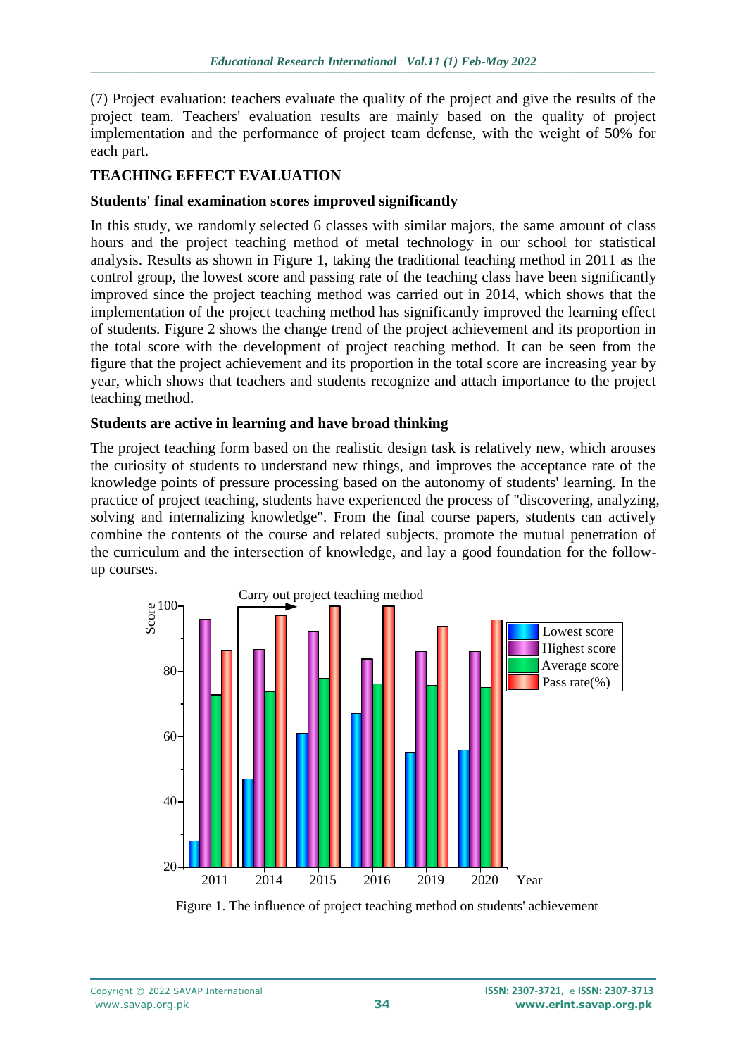(7) Project evaluation: teachers evaluate the quality of the project and give the results of the project team. Teachers' evaluation results are mainly based on the quality of project implementation and the performance of project team defense, with the weight of 50% for each part.

## TEACHING EFFECT EVALUATION

### Students' final examination scores improved significantly

In this study, we randomly selected 6 classes with similar majors, the same amount of class hours and the project teaching method of metal technology in our school for statistical analysis. Results as shown in Figure 1, taking the traditional teaching method in 2011 as the control group, the lowest score and passing rate of the teaching class have been significantly improved since the project teaching method was carried out in 2014, which shows that the implementation of the project teaching method has significantly improved the learning effect of students. Figure 2 shows the change trend of the project achievement and its proportion in the total score with the development of project teaching method. It can be seen from the figure that the project achievement and its proportion in the total score are increasing year by year, which shows that teachers and students recognize and attach importance to the project teaching method.

### Students are active in learning and have broad thinking

The project teaching form based on the realistic design task is relatively new, which arouses the curiosity of students to understand new things, and improves the acceptance rate of the knowledge points of pressure processing based on the autonomy of students' learning. In the practice of project teaching, students have experienced the process of "discovering, analyzing, solving and internalizing knowledge". From the final course papers, students can actively combine the contents of the course and related subjects, promote the mutual penetration of the curriculum and the intersection of knowledge, and lay a good foundation for the follow-up courses.

Figure 1. The influence of project teaching method on students' achievement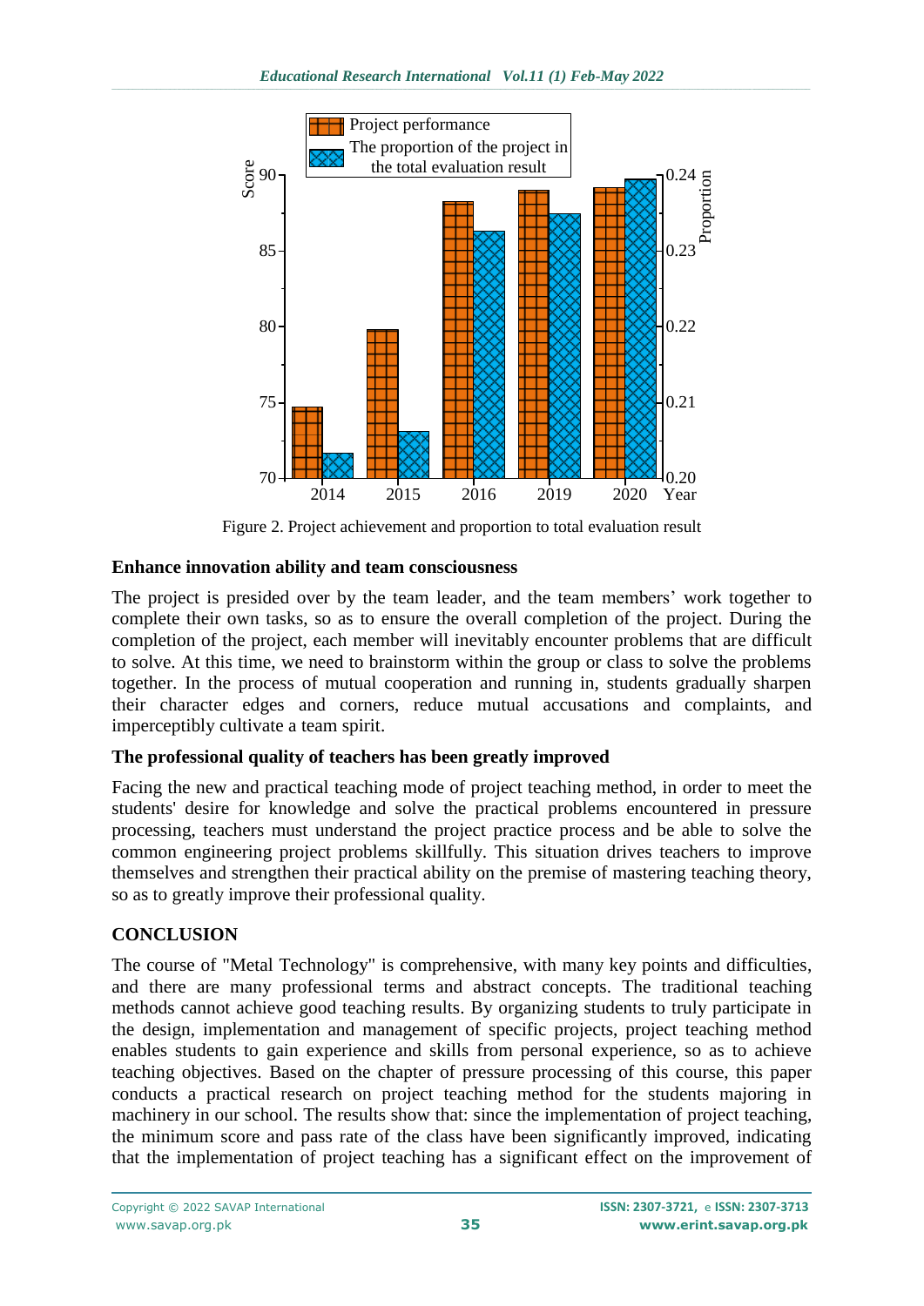Figure 2. Project achievement and proportion to total evaluation result

**Enhance innovation ability and team consciousness**

The project is presided over by the team leader, and the team members' work together to complete their own tasks, so as to ensure the overall completion of the project. During the completion of the project, each member will inevitably encounter problems that are difficult to solve. At this time, we need to brainstorm within the group or class to solve the problems together. In the process of mutual cooperation and running in, students gradually sharpen their character edges and corners, reduce mutual accusations and complaints, and imperceptibly cultivate a team spirit.

**The professional quality of teachers has been greatly improved**

Facing the new and practical teaching mode of project teaching method, in order to meet the students' desire for knowledge and solve the practical problems encountered in pressure processing, teachers must understand the project practice process and be able to solve the common engineering project problems skillfully. This situation drives teachers to improve themselves and strengthen their practical ability on the premise of mastering teaching theory, so as to greatly improve their professional quality.

## CONCLUSION

The course of "Metal Technology" is comprehensive, with many key points and difficulties, and there are many professional terms and abstract concepts. The traditional teaching methods cannot achieve good teaching results. By organizing students to truly participate in the design, implementation and management of specific projects, project teaching method enables students to gain experience and skills from personal experience, so as to achieve teaching objectives. Based on the chapter of pressure processing of this course, this paper conducts a practical research on project teaching method for the students majoring in machinery in our school. The results show that: since the implementation of project teaching, the minimum score and pass rate of the class have been significantly improved, indicating that the implementation of project teaching has a significant effect on the improvement of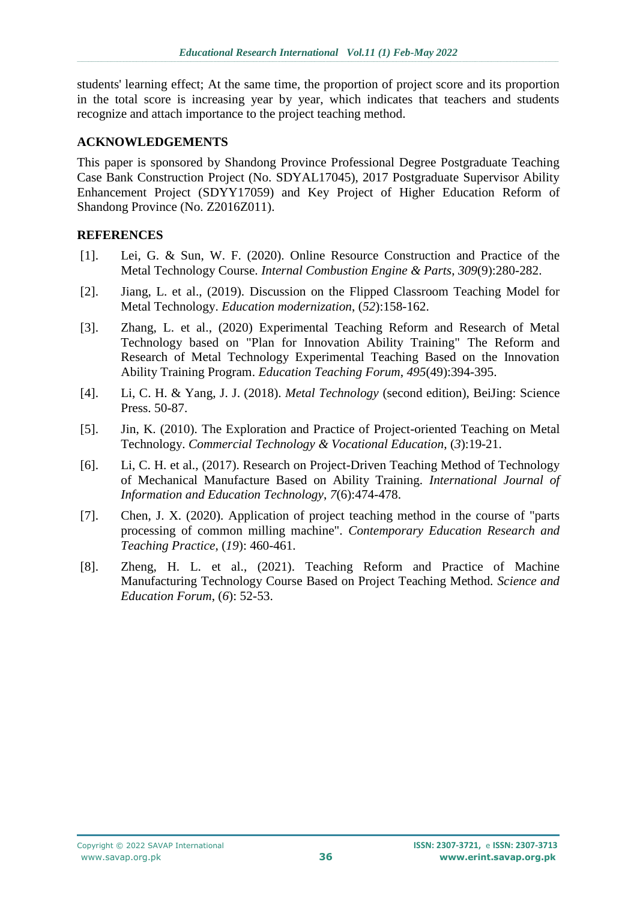students' learning effect; At the same time, the proportion of project score and its proportion in the total score is increasing year by year, which indicates that teachers and students recognize and attach importance to the project teaching method.

## ACKNOWLEDGEMENTS

This paper is sponsored by Shandong Province Professional Degree Postgraduate Teaching Case Bank Construction Project (No. SDYAL17045), 2017 Postgraduate Supervisor Ability Enhancement Project (SDYY17059) and Key Project of Higher Education Reform of Shandong Province (No. Z2016Z011).

## REFERENCES

[1]. Lei, G. & Sun, W. F. (2020). Online Resource Construction and Practice of the Metal Technology Course. *Internal Combustion Engine & Parts*, *309*(9):280-282.

[2]. Jiang, L. et al., (2019). Discussion on the Flipped Classroom Teaching Model for Metal Technology. *Education modernization*, (*52*):158-162.

[3]. Zhang, L. et al., (2020) Experimental Teaching Reform and Research of Metal Technology based on "Plan for Innovation Ability Training" The Reform and Research of Metal Technology Experimental Teaching Based on the Innovation Ability Training Program. *Education Teaching Forum*, *495*(49):394-395.

[4]. Li, C. H. & Yang, J. J. (2018). *Metal Technology* (second edition), BeiJing: Science Press. 50-87.

[5]. Jin, K. (2010). The Exploration and Practice of Project-oriented Teaching on Metal Technology. *Commercial Technology & Vocational Education*, (*3*):19-21.

[6]. Li, C. H. et al., (2017). Research on Project-Driven Teaching Method of Technology of Mechanical Manufacture Based on Ability Training. *International Journal of Information and Education Technology*, *7*(6):474-478.

[7]. Chen, J. X. (2020). Application of project teaching method in the course of "parts processing of common milling machine". *Contemporary Education Research and Teaching Practice*, (*19*): 460-461.

[8]. Zheng, H. L. et al., (2021). Teaching Reform and Practice of Machine Manufacturing Technology Course Based on Project Teaching Method. *Science and Education Forum*, (*6*): 52-53.